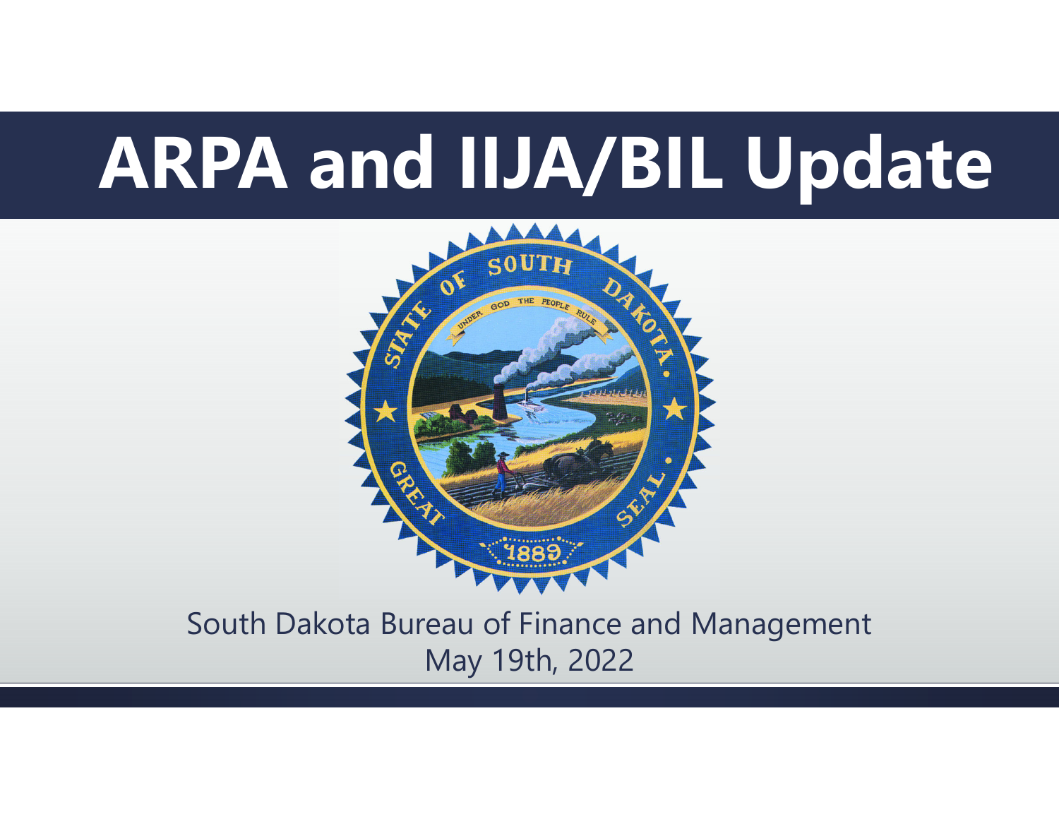# ARPA and IIJA/BIL Update

South Dakota Bureau of Finance and Management
May 19th, 2022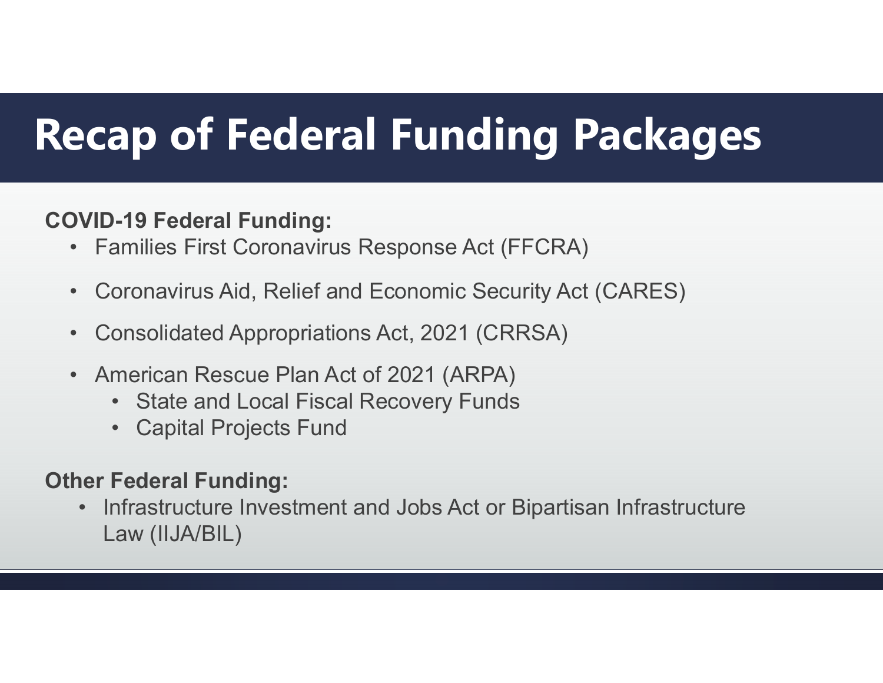# Recap of Federal Funding Packages

**COVID-19 Federal Funding:**

- Families First Coronavirus Response Act (FFCRA)
- Coronavirus Aid, Relief and Economic Security Act (CARES)
- Consolidated Appropriations Act, 2021 (CRRSA)
- American Rescue Plan Act of 2021 (ARPA)
  - State and Local Fiscal Recovery Funds
  - Capital Projects Fund

**Other Federal Funding:**

- Infrastructure Investment and Jobs Act or Bipartisan Infrastructure Law (IIJA/BIL)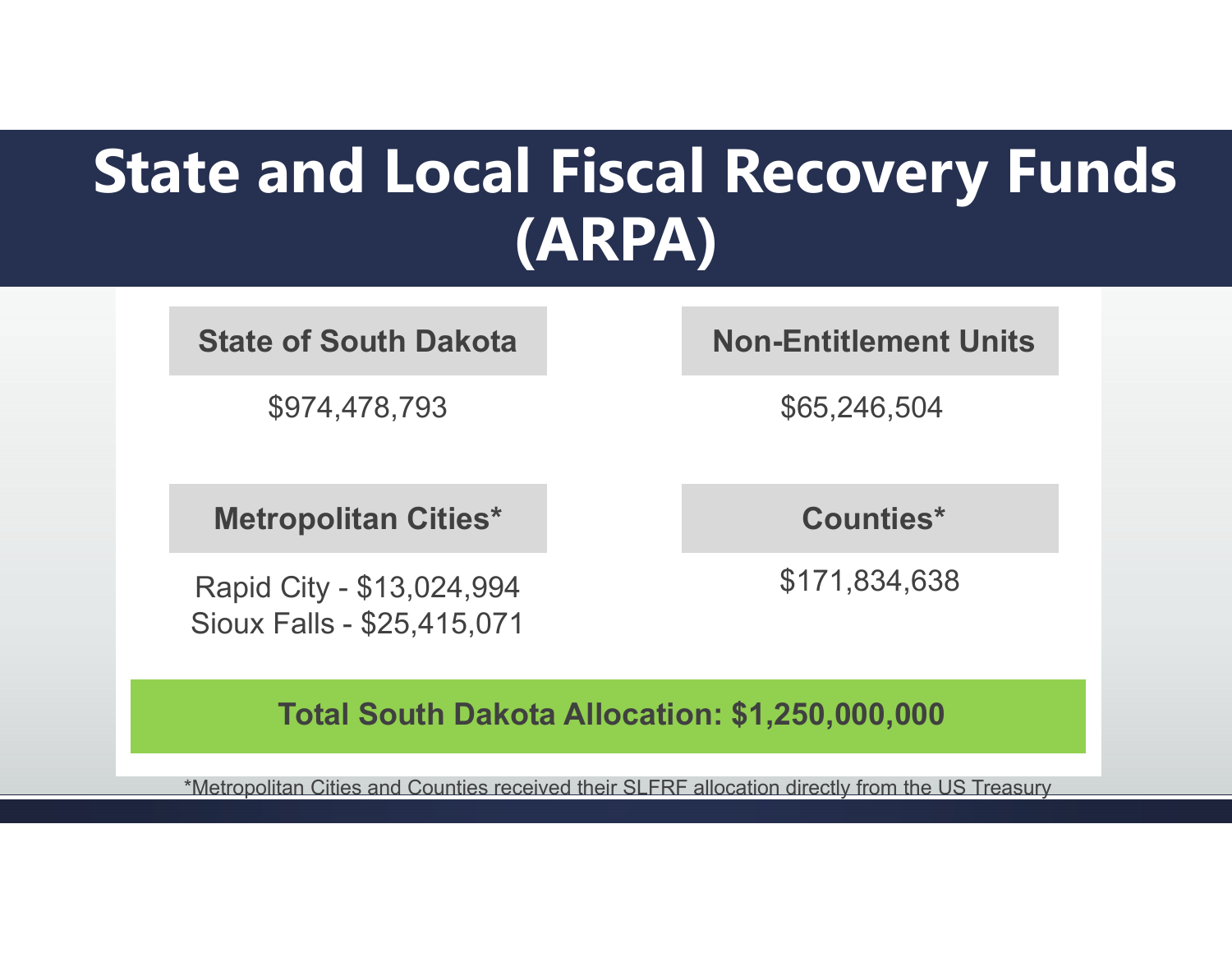# State and Local Fiscal Recovery Funds (ARPA)

**State of South Dakota**

$974,478,793

**Non-Entitlement Units**

$65,246,504

**Metropolitan Cities***

Rapid City - $13,024,994
Sioux Falls - $25,415,071

**Counties***

$171,834,638

**Total South Dakota Allocation: $1,250,000,000**

*Metropolitan Cities and Counties received their SLFRF allocation directly from the US Treasury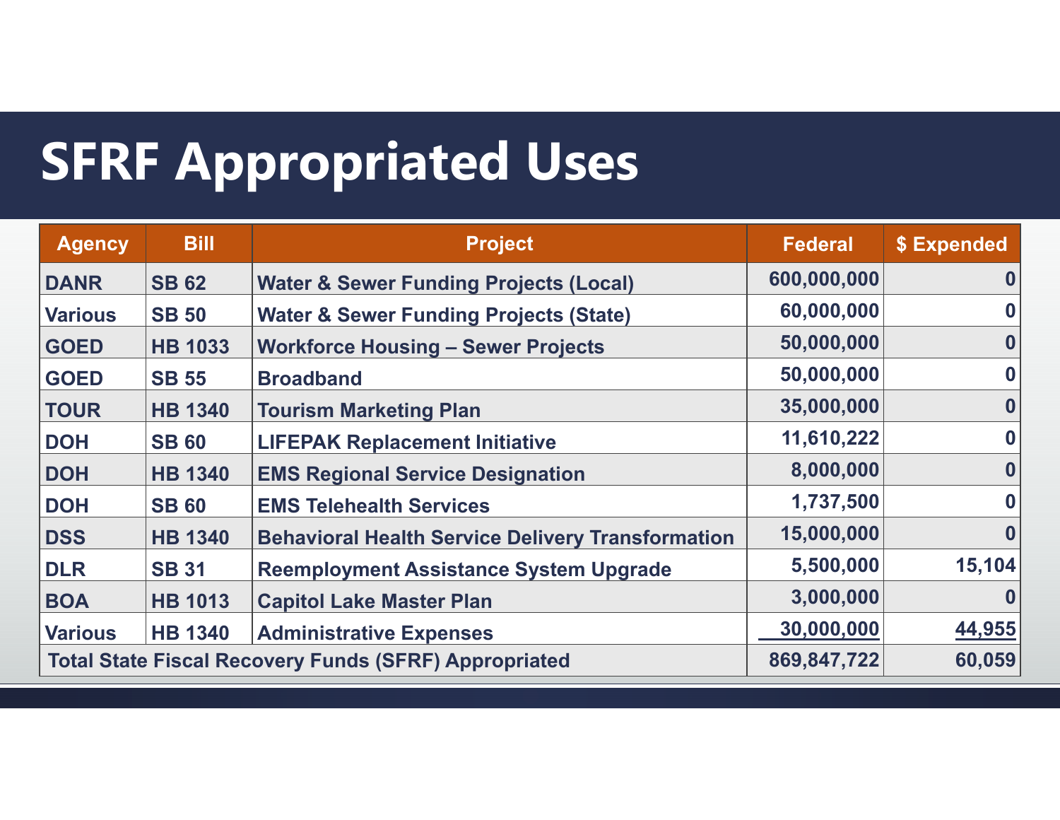# SFRF Appropriated Uses

| Agency | Bill | Project | Federal | $ Expended |
|---|---|---|---|---|
| DANR | SB 62 | Water & Sewer Funding Projects (Local) | 600,000,000 | 0 |
| Various | SB 50 | Water & Sewer Funding Projects (State) | 60,000,000 | 0 |
| GOED | HB 1033 | Workforce Housing – Sewer Projects | 50,000,000 | 0 |
| GOED | SB 55 | Broadband | 50,000,000 | 0 |
| TOUR | HB 1340 | Tourism Marketing Plan | 35,000,000 | 0 |
| DOH | SB 60 | LIFEPAK Replacement Initiative | 11,610,222 | 0 |
| DOH | HB 1340 | EMS Regional Service Designation | 8,000,000 | 0 |
| DOH | SB 60 | EMS Telehealth Services | 1,737,500 | 0 |
| DSS | HB 1340 | Behavioral Health Service Delivery Transformation | 15,000,000 | 0 |
| DLR | SB 31 | Reemployment Assistance System Upgrade | 5,500,000 | 15,104 |
| BOA | HB 1013 | Capitol Lake Master Plan | 3,000,000 | 0 |
| Various | HB 1340 | Administrative Expenses | 30,000,000 | 44,955 |
| Total State Fiscal Recovery Funds (SFRF) Appropriated | | | 869,847,722 | 60,059 |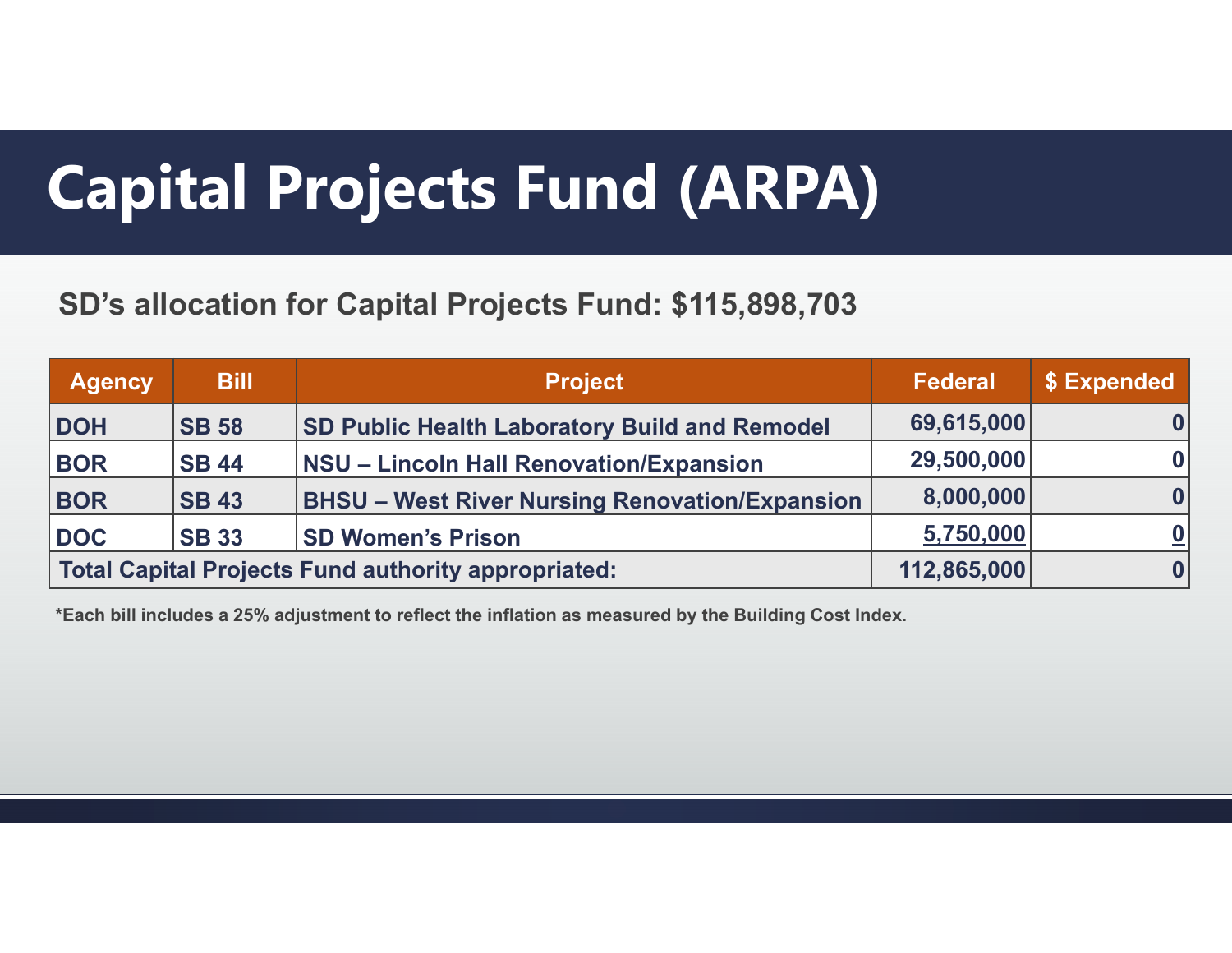# Capital Projects Fund (ARPA)

**SD's allocation for Capital Projects Fund: $115,898,703**

| Agency | Bill | Project | Federal | $ Expended |
|---|---|---|---|---|
| DOH | SB 58 | SD Public Health Laboratory Build and Remodel | 69,615,000 | 0 |
| BOR | SB 44 | NSU – Lincoln Hall Renovation/Expansion | 29,500,000 | 0 |
| BOR | SB 43 | BHSU – West River Nursing Renovation/Expansion | 8,000,000 | 0 |
| DOC | SB 33 | SD Women's Prison | 5,750,000 | 0 |
| Total Capital Projects Fund authority appropriated: | | | 112,865,000 | 0 |

*Each bill includes a 25% adjustment to reflect the inflation as measured by the Building Cost Index.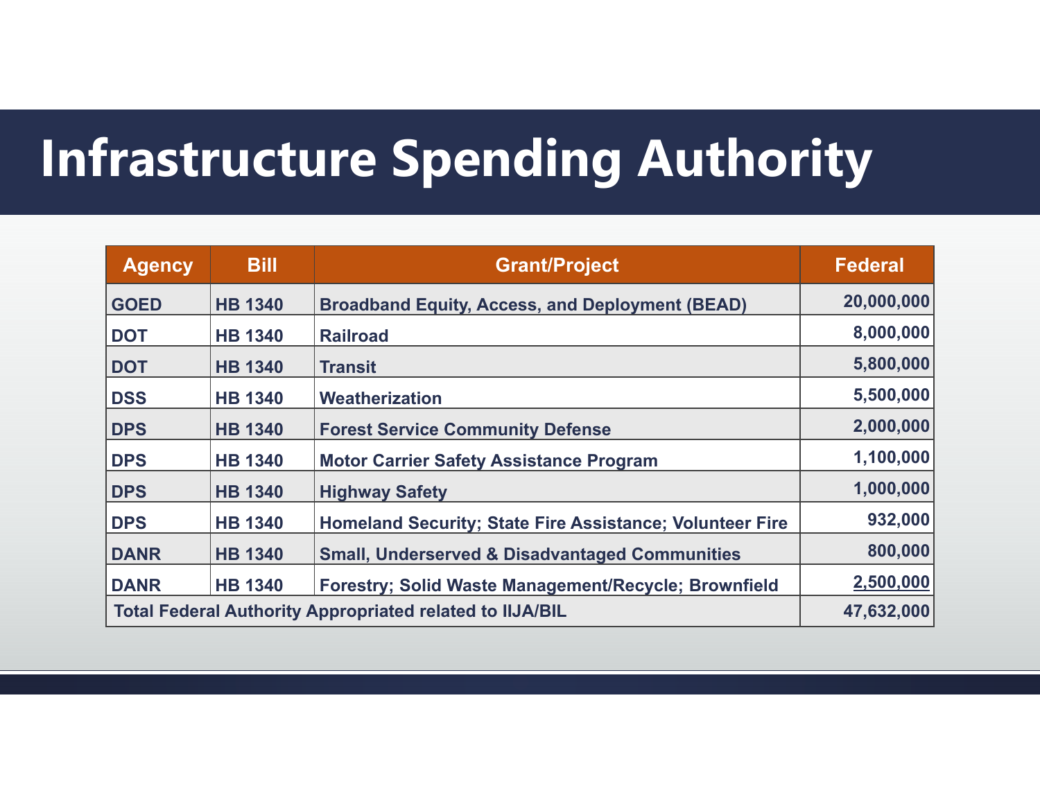# Infrastructure Spending Authority

| Agency | Bill | Grant/Project | Federal |
|---|---|---|---|
| GOED | HB 1340 | Broadband Equity, Access, and Deployment (BEAD) | 20,000,000 |
| DOT | HB 1340 | Railroad | 8,000,000 |
| DOT | HB 1340 | Transit | 5,800,000 |
| DSS | HB 1340 | Weatherization | 5,500,000 |
| DPS | HB 1340 | Forest Service Community Defense | 2,000,000 |
| DPS | HB 1340 | Motor Carrier Safety Assistance Program | 1,100,000 |
| DPS | HB 1340 | Highway Safety | 1,000,000 |
| DPS | HB 1340 | Homeland Security; State Fire Assistance; Volunteer Fire | 932,000 |
| DANR | HB 1340 | Small, Underserved & Disadvantaged Communities | 800,000 |
| DANR | HB 1340 | Forestry; Solid Waste Management/Recycle; Brownfield | 2,500,000 |
| Total Federal Authority Appropriated related to IIJA/BIL | | | 47,632,000 |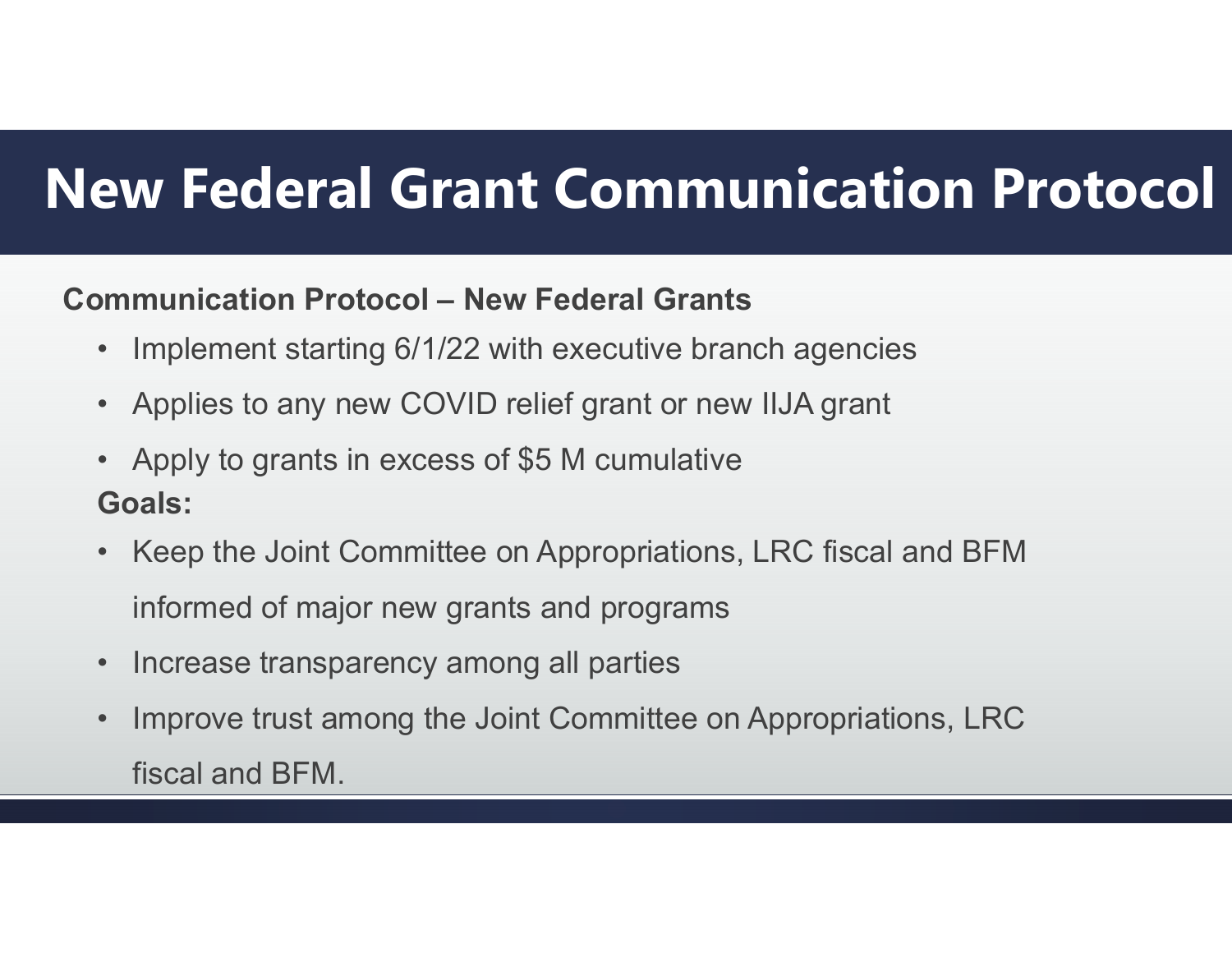# New Federal Grant Communication Protocol

**Communication Protocol – New Federal Grants**

- Implement starting 6/1/22 with executive branch agencies
- Applies to any new COVID relief grant or new IIJA grant
- Apply to grants in excess of $5 M cumulative

**Goals:**

- Keep the Joint Committee on Appropriations, LRC fiscal and BFM informed of major new grants and programs
- Increase transparency among all parties
- Improve trust among the Joint Committee on Appropriations, LRC fiscal and BFM.